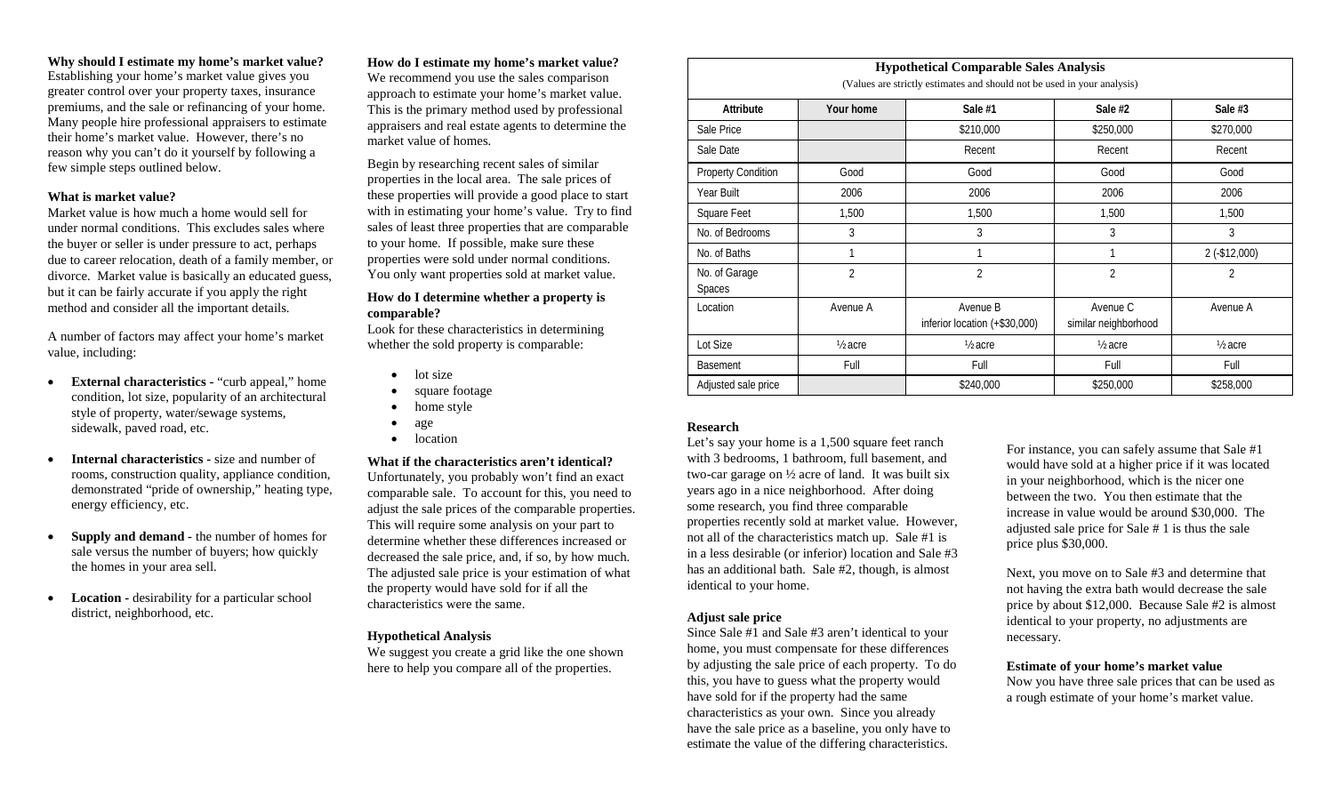**Why should I estimate my home's market value?**
Establishing your home's market value gives you greater control over your property taxes, insurance premiums, and the sale or refinancing of your home. Many people hire professional appraisers to estimate their home's market value. However, there's no reason why you can't do it yourself by following a few simple steps outlined below.

**What is market value?**
Market value is how much a home would sell for under normal conditions. This excludes sales where the buyer or seller is under pressure to act, perhaps due to career relocation, death of a family member, or divorce. Market value is basically an educated guess, but it can be fairly accurate if you apply the right method and consider all the important details.

A number of factors may affect your home's market value, including:

- **External characteristics** - "curb appeal," home condition, lot size, popularity of an architectural style of property, water/sewage systems, sidewalk, paved road, etc.
- **Internal characteristics** - size and number of rooms, construction quality, appliance condition, demonstrated "pride of ownership," heating type, energy efficiency, etc.
- **Supply and demand** - the number of homes for sale versus the number of buyers; how quickly the homes in your area sell.
- **Location** - desirability for a particular school district, neighborhood, etc.

**How do I estimate my home's market value?**
We recommend you use the sales comparison approach to estimate your home's market value. This is the primary method used by professional appraisers and real estate agents to determine the market value of homes.

Begin by researching recent sales of similar properties in the local area. The sale prices of these properties will provide a good place to start with in estimating your home's value. Try to find sales of least three properties that are comparable to your home. If possible, make sure these properties were sold under normal conditions. You only want properties sold at market value.

**How do I determine whether a property is comparable?**
Look for these characteristics in determining whether the sold property is comparable:

- lot size
- square footage
- home style
- age
- location

**What if the characteristics aren't identical?**
Unfortunately, you probably won't find an exact comparable sale. To account for this, you need to adjust the sale prices of the comparable properties. This will require some analysis on your part to determine whether these differences increased or decreased the sale price, and, if so, by how much. The adjusted sale price is your estimation of what the property would have sold for if all the characteristics were the same.

**Hypothetical Analysis**
We suggest you create a grid like the one shown here to help you compare all of the properties.

**Hypothetical Comparable Sales Analysis**
(Values are strictly estimates and should not be used in your analysis)

| Attribute | Your home | Sale #1 | Sale #2 | Sale #3 |
|---|---|---|---|---|
| Sale Price | | $210,000 | $250,000 | $270,000 |
| Sale Date | | Recent | Recent | Recent |
| Property Condition | Good | Good | Good | Good |
| Year Built | 2006 | 2006 | 2006 | 2006 |
| Square Feet | 1,500 | 1,500 | 1,500 | 1,500 |
| No. of Bedrooms | 3 | 3 | 3 | 3 |
| No. of Baths | 1 | 1 | 1 | 2 (-$12,000) |
| No. of Garage Spaces | 2 | 2 | 2 | 2 |
| Location | Avenue A | Avenue B inferior location (+$30,000) | Avenue C similar neighborhood | Avenue A |
| Lot Size | ½ acre | ½ acre | ½ acre | ½ acre |
| Basement | Full | Full | Full | Full |
| Adjusted sale price | | $240,000 | $250,000 | $258,000 |

**Research**
Let's say your home is a 1,500 square feet ranch with 3 bedrooms, 1 bathroom, full basement, and two-car garage on ½ acre of land. It was built six years ago in a nice neighborhood. After doing some research, you find three comparable properties recently sold at market value. However, not all of the characteristics match up. Sale #1 is in a less desirable (or inferior) location and Sale #3 has an additional bath. Sale #2, though, is almost identical to your home.

**Adjust sale price**
Since Sale #1 and Sale #3 aren't identical to your home, you must compensate for these differences by adjusting the sale price of each property. To do this, you have to guess what the property would have sold for if the property had the same characteristics as your own. Since you already have the sale price as a baseline, you only have to estimate the value of the differing characteristics.

For instance, you can safely assume that Sale #1 would have sold at a higher price if it was located in your neighborhood, which is the nicer one between the two. You then estimate that the increase in value would be around $30,000. The adjusted sale price for Sale # 1 is thus the sale price plus $30,000.

Next, you move on to Sale #3 and determine that not having the extra bath would decrease the sale price by about $12,000. Because Sale #2 is almost identical to your property, no adjustments are necessary.

**Estimate of your home's market value**
Now you have three sale prices that can be used as a rough estimate of your home's market value.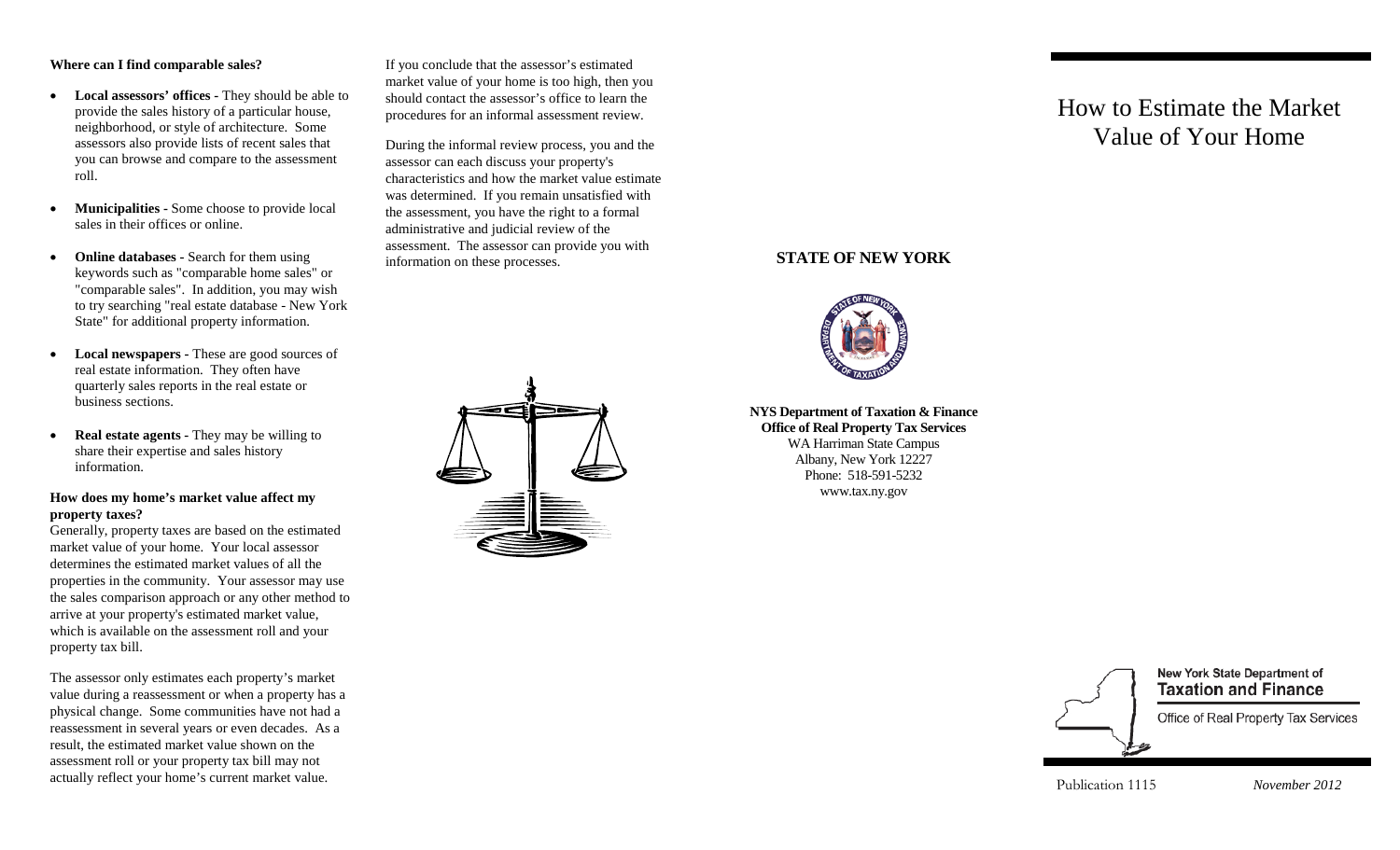**Where can I find comparable sales?**

- **Local assessors' offices** - They should be able to provide the sales history of a particular house, neighborhood, or style of architecture. Some assessors also provide lists of recent sales that you can browse and compare to the assessment roll.
- **Municipalities** - Some choose to provide local sales in their offices or online.
- **Online databases** - Search for them using keywords such as "comparable home sales" or "comparable sales". In addition, you may wish to try searching "real estate database - New York State" for additional property information.
- **Local newspapers** - These are good sources of real estate information. They often have quarterly sales reports in the real estate or business sections.
- **Real estate agents** - They may be willing to share their expertise and sales history information.

**How does my home's market value affect my property taxes?**

Generally, property taxes are based on the estimated market value of your home. Your local assessor determines the estimated market values of all the properties in the community. Your assessor may use the sales comparison approach or any other method to arrive at your property's estimated market value, which is available on the assessment roll and your property tax bill.

The assessor only estimates each property's market value during a reassessment or when a property has a physical change. Some communities have not had a reassessment in several years or even decades. As a result, the estimated market value shown on the assessment roll or your property tax bill may not actually reflect your home's current market value.

If you conclude that the assessor's estimated market value of your home is too high, then you should contact the assessor's office to learn the procedures for an informal assessment review.

During the informal review process, you and the assessor can each discuss your property's characteristics and how the market value estimate was determined. If you remain unsatisfied with the assessment, you have the right to a formal administrative and judicial review of the assessment. The assessor can provide you with information on these processes.

**STATE OF NEW YORK**

**NYS Department of Taxation & Finance**
**Office of Real Property Tax Services**
WA Harriman State Campus
Albany, New York 12227
Phone: 518-591-5232
www.tax.ny.gov

# How to Estimate the Market Value of Your Home

New York State Department of
**Taxation and Finance**

Office of Real Property Tax Services

Publication 1115 *November 2012*